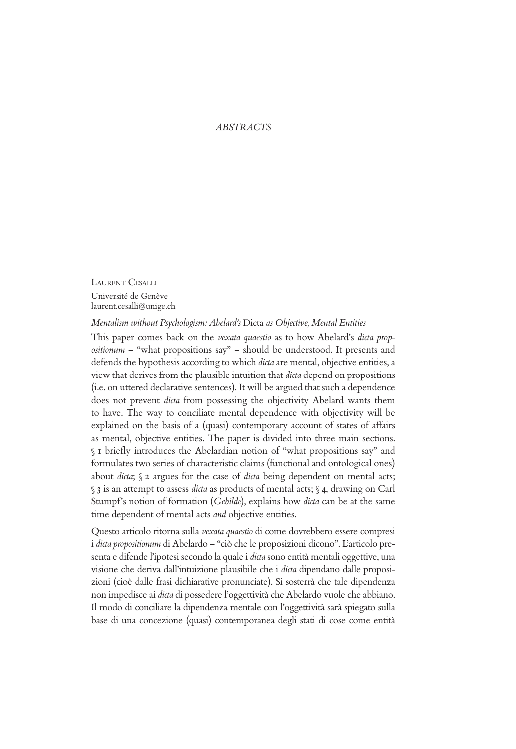# ABSTRACTS

Laurent Cesalli
Université de Genève
laurent.cesalli@unige.ch

*Mentalism without Psychologism: Abelard's* Dicta *as Objective, Mental Entities*

This paper comes back on the *vexata quaestio* as to how Abelard's *dicta propositionum* – "what propositions say" – should be understood. It presents and defends the hypothesis according to which *dicta* are mental, objective entities, a view that derives from the plausible intuition that *dicta* depend on propositions (i.e. on uttered declarative sentences). It will be argued that such a dependence does not prevent *dicta* from possessing the objectivity Abelard wants them to have. The way to conciliate mental dependence with objectivity will be explained on the basis of a (quasi) contemporary account of states of affairs as mental, objective entities. The paper is divided into three main sections. § 1 briefly introduces the Abelardian notion of "what propositions say" and formulates two series of characteristic claims (functional and ontological ones) about *dicta*; § 2 argues for the case of *dicta* being dependent on mental acts; § 3 is an attempt to assess *dicta* as products of mental acts; § 4, drawing on Carl Stumpf's notion of formation (*Gebilde*), explains how *dicta* can be at the same time dependent of mental acts *and* objective entities.

Questo articolo ritorna sulla *vexata quaestio* di come dovrebbero essere compresi i *dicta propositionum* di Abelardo – "ciò che le proposizioni dicono". L'articolo presenta e difende l'ipotesi secondo la quale i *dicta* sono entità mentali oggettive, una visione che deriva dall'intuizione plausibile che i *dicta* dipendano dalle proposizioni (cioè dalle frasi dichiarative pronunciate). Si sosterrà che tale dipendenza non impedisce ai *dicta* di possedere l'oggettività che Abelardo vuole che abbiano. Il modo di conciliare la dipendenza mentale con l'oggettività sarà spiegato sulla base di una concezione (quasi) contemporanea degli stati di cose come entità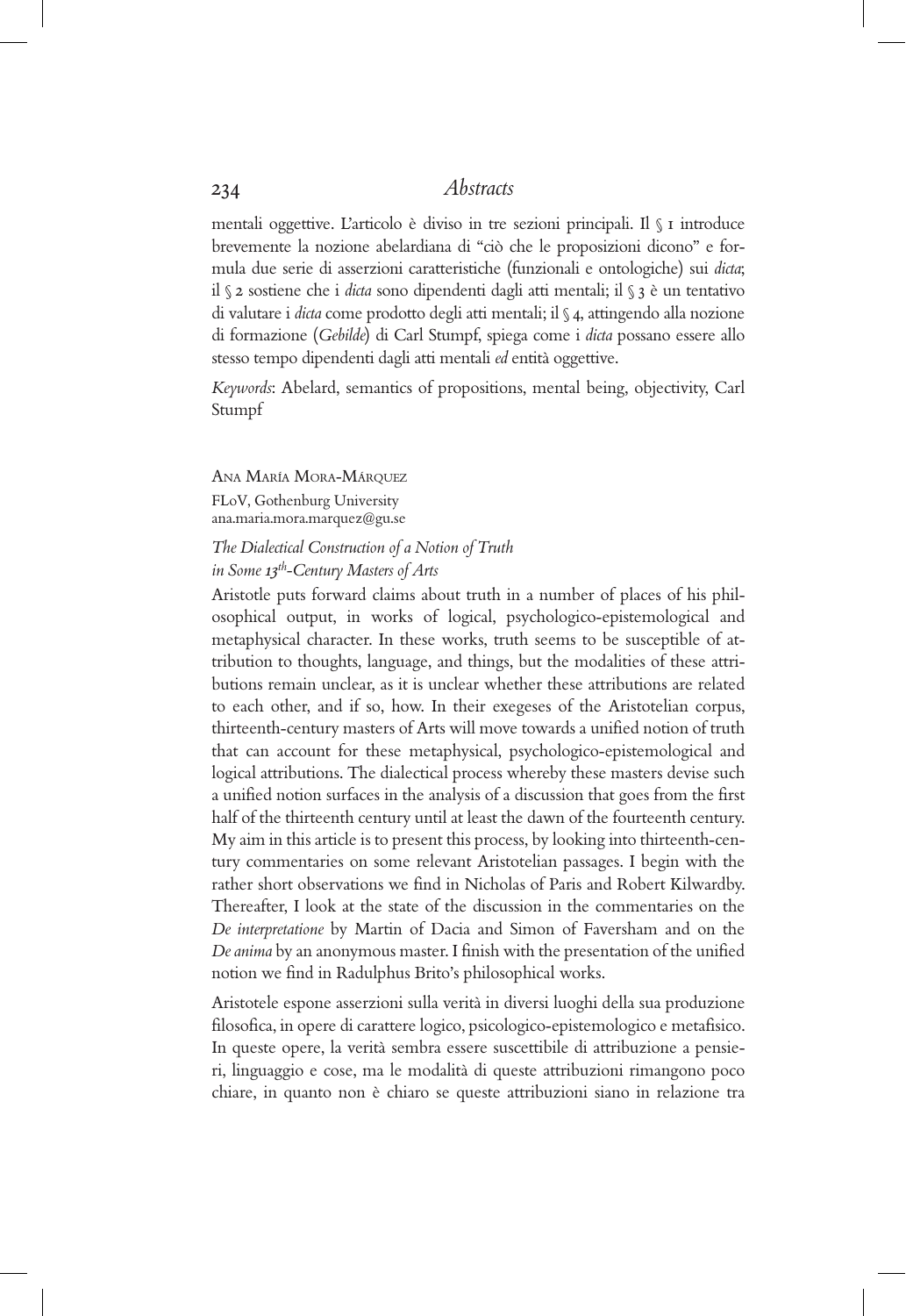mentali oggettive. L'articolo è diviso in tre sezioni principali. Il § 1 introduce brevemente la nozione abelardiana di "ciò che le proposizioni dicono" e formula due serie di asserzioni caratteristiche (funzionali e ontologiche) sui *dicta*; il § 2 sostiene che i *dicta* sono dipendenti dagli atti mentali; il § 3 è un tentativo di valutare i *dicta* come prodotto degli atti mentali; il § 4, attingendo alla nozione di formazione (*Gebilde*) di Carl Stumpf, spiega come i *dicta* possano essere allo stesso tempo dipendenti dagli atti mentali *ed* entità oggettive.

*Keywords*: Abelard, semantics of propositions, mental being, objectivity, Carl Stumpf

Ana María Mora-Márquez
FLoV, Gothenburg University
ana.maria.mora.marquez@gu.se

*The Dialectical Construction of a Notion of Truth in Some 13th-Century Masters of Arts*

Aristotle puts forward claims about truth in a number of places of his philosophical output, in works of logical, psychologico-epistemological and metaphysical character. In these works, truth seems to be susceptible of attribution to thoughts, language, and things, but the modalities of these attributions remain unclear, as it is unclear whether these attributions are related to each other, and if so, how. In their exegeses of the Aristotelian corpus, thirteenth-century masters of Arts will move towards a unified notion of truth that can account for these metaphysical, psychologico-epistemological and logical attributions. The dialectical process whereby these masters devise such a unified notion surfaces in the analysis of a discussion that goes from the first half of the thirteenth century until at least the dawn of the fourteenth century. My aim in this article is to present this process, by looking into thirteenth-century commentaries on some relevant Aristotelian passages. I begin with the rather short observations we find in Nicholas of Paris and Robert Kilwardby. Thereafter, I look at the state of the discussion in the commentaries on the *De interpretatione* by Martin of Dacia and Simon of Faversham and on the *De anima* by an anonymous master. I finish with the presentation of the unified notion we find in Radulphus Brito's philosophical works.

Aristotele espone asserzioni sulla verità in diversi luoghi della sua produzione filosofica, in opere di carattere logico, psicologico-epistemologico e metafisico. In queste opere, la verità sembra essere suscettibile di attribuzione a pensieri, linguaggio e cose, ma le modalità di queste attribuzioni rimangono poco chiare, in quanto non è chiaro se queste attribuzioni siano in relazione tra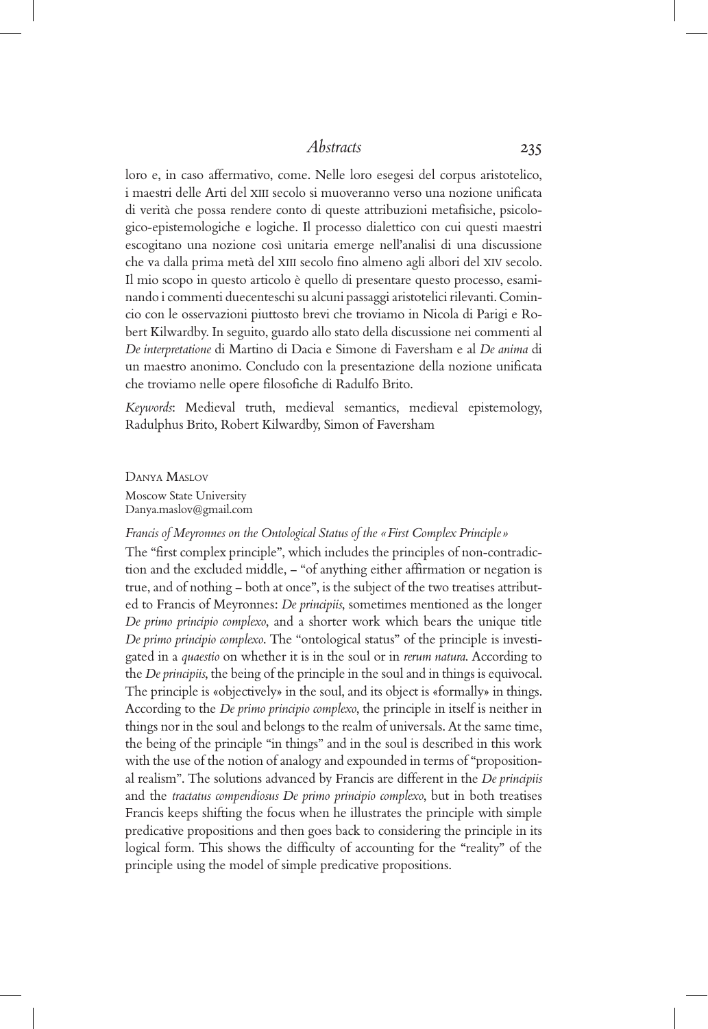loro e, in caso affermativo, come. Nelle loro esegesi del corpus aristotelico, i maestri delle Arti del XIII secolo si muoveranno verso una nozione unificata di verità che possa rendere conto di queste attribuzioni metafisiche, psicologico-epistemologiche e logiche. Il processo dialettico con cui questi maestri escogitano una nozione così unitaria emerge nell'analisi di una discussione che va dalla prima metà del XIII secolo fino almeno agli albori del XIV secolo. Il mio scopo in questo articolo è quello di presentare questo processo, esaminando i commenti duecenteschi su alcuni passaggi aristotelici rilevanti. Comincio con le osservazioni piuttosto brevi che troviamo in Nicola di Parigi e Robert Kilwardby. In seguito, guardo allo stato della discussione nei commenti al *De interpretatione* di Martino di Dacia e Simone di Faversham e al *De anima* di un maestro anonimo. Concludo con la presentazione della nozione unificata che troviamo nelle opere filosofiche di Radulfo Brito.

*Keywords*: Medieval truth, medieval semantics, medieval epistemology, Radulphus Brito, Robert Kilwardby, Simon of Faversham

Danya Maslov
Moscow State University
Danya.maslov@gmail.com

*Francis of Meyronnes on the Ontological Status of the «First Complex Principle»*

The "first complex principle", which includes the principles of non-contradiction and the excluded middle, – "of anything either affirmation or negation is true, and of nothing – both at once", is the subject of the two treatises attributed to Francis of Meyronnes: *De principiis*, sometimes mentioned as the longer *De primo principio complexo*, and a shorter work which bears the unique title *De primo principio complexo*. The "ontological status" of the principle is investigated in a *quaestio* on whether it is in the soul or in *rerum natura*. According to the *De principiis*, the being of the principle in the soul and in things is equivocal. The principle is «objectively» in the soul, and its object is «formally» in things. According to the *De primo principio complexo*, the principle in itself is neither in things nor in the soul and belongs to the realm of universals. At the same time, the being of the principle "in things" and in the soul is described in this work with the use of the notion of analogy and expounded in terms of "propositional realism". The solutions advanced by Francis are different in the *De principiis* and the *tractatus compendiosus De primo principio complexo*, but in both treatises Francis keeps shifting the focus when he illustrates the principle with simple predicative propositions and then goes back to considering the principle in its logical form. This shows the difficulty of accounting for the "reality" of the principle using the model of simple predicative propositions.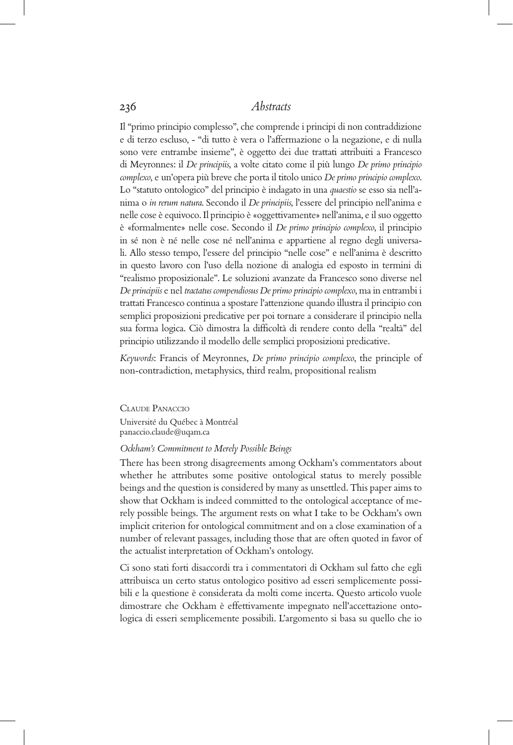Il "primo principio complesso", che comprende i principi di non contraddizione e di terzo escluso, - "di tutto è vera o l'affermazione o la negazione, e di nulla sono vere entrambe insieme", è oggetto dei due trattati attribuiti a Francesco di Meyronnes: il *De principiis*, a volte citato come il più lungo *De primo principio complexo*, e un'opera più breve che porta il titolo unico *De primo principio complexo*. Lo "statuto ontologico" del principio è indagato in una *quaestio* se esso sia nell'anima o *in rerum natura*. Secondo il *De principiis*, l'essere del principio nell'anima e nelle cose è equivoco. Il principio è «oggettivamente» nell'anima, e il suo oggetto è «formalmente» nelle cose. Secondo il *De primo principio complexo*, il principio in sé non è né nelle cose né nell'anima e appartiene al regno degli universali. Allo stesso tempo, l'essere del principio "nelle cose" e nell'anima è descritto in questo lavoro con l'uso della nozione di analogia ed esposto in termini di "realismo proposizionale". Le soluzioni avanzate da Francesco sono diverse nel *De principiis* e nel *tractatus compendiosus De primo principio complexo*, ma in entrambi i trattati Francesco continua a spostare l'attenzione quando illustra il principio con semplici proposizioni predicative per poi tornare a considerare il principio nella sua forma logica. Ciò dimostra la difficoltà di rendere conto della "realtà" del principio utilizzando il modello delle semplici proposizioni predicative.

*Keywords*: Francis of Meyronnes, *De primo principio complexo*, the principle of non-contradiction, metaphysics, third realm, propositional realism

Claude Panaccio
Université du Québec à Montréal
panaccio.claude@uqam.ca

*Ockham's Commitment to Merely Possible Beings*

There has been strong disagreements among Ockham's commentators about whether he attributes some positive ontological status to merely possible beings and the question is considered by many as unsettled. This paper aims to show that Ockham is indeed committed to the ontological acceptance of merely possible beings. The argument rests on what I take to be Ockham's own implicit criterion for ontological commitment and on a close examination of a number of relevant passages, including those that are often quoted in favor of the actualist interpretation of Ockham's ontology.

Ci sono stati forti disaccordi tra i commentatori di Ockham sul fatto che egli attribuisca a un certo status ontologico positivo ad esseri semplicemente possibili e la questione è considerata da molti come incerta. Questo articolo vuole dimostrare che Ockham è effettivamente impegnato nell'accettazione ontologica di esseri semplicemente possibili. L'argomento si basa su quello che io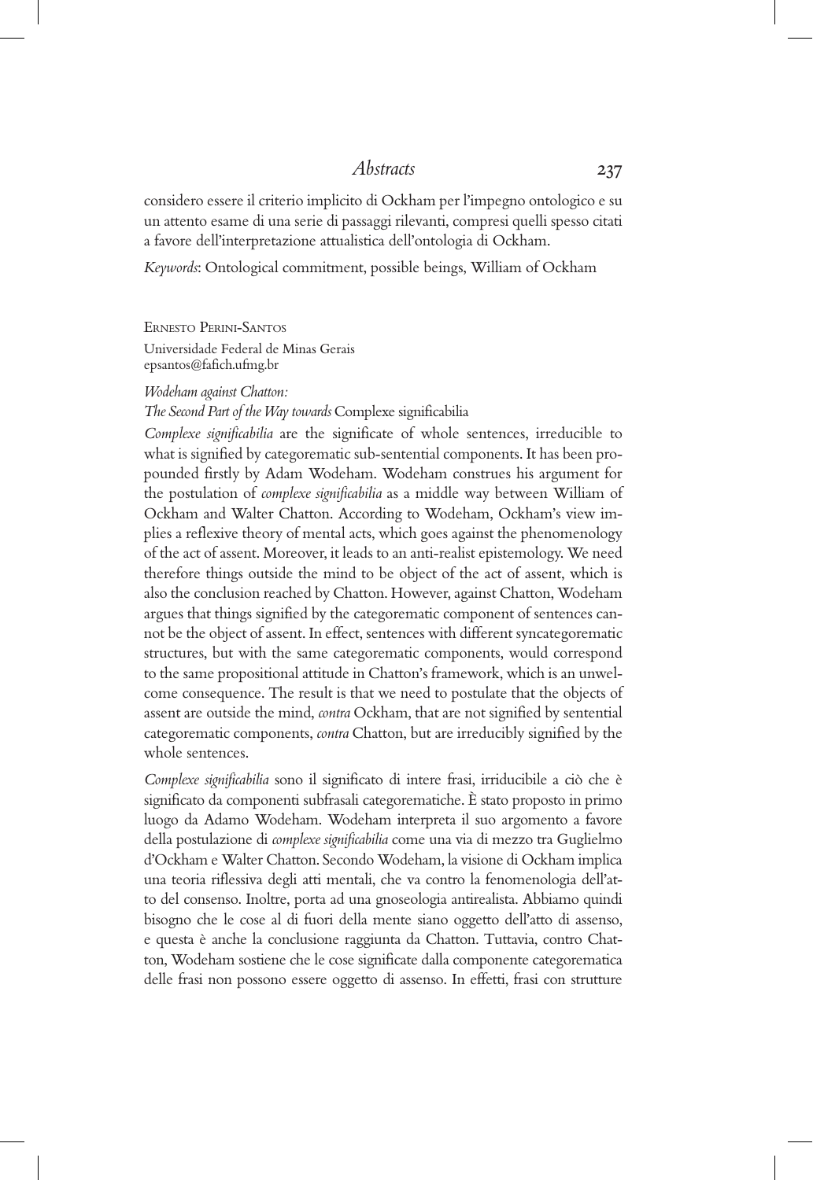considero essere il criterio implicito di Ockham per l'impegno ontologico e su un attento esame di una serie di passaggi rilevanti, compresi quelli spesso citati a favore dell'interpretazione attualistica dell'ontologia di Ockham.

*Keywords*: Ontological commitment, possible beings, William of Ockham

Ernesto Perini-Santos
Universidade Federal de Minas Gerais
epsantos@fafich.ufmg.br

*Wodeham against Chatton:*
*The Second Part of the Way towards* Complexe significabilia

*Complexe significabilia* are the significate of whole sentences, irreducible to what is signified by categorematic sub-sentential components. It has been propounded firstly by Adam Wodeham. Wodeham construes his argument for the postulation of *complexe significabilia* as a middle way between William of Ockham and Walter Chatton. According to Wodeham, Ockham's view implies a reflexive theory of mental acts, which goes against the phenomenology of the act of assent. Moreover, it leads to an anti-realist epistemology. We need therefore things outside the mind to be object of the act of assent, which is also the conclusion reached by Chatton. However, against Chatton, Wodeham argues that things signified by the categorematic component of sentences cannot be the object of assent. In effect, sentences with different syncategorematic structures, but with the same categorematic components, would correspond to the same propositional attitude in Chatton's framework, which is an unwelcome consequence. The result is that we need to postulate that the objects of assent are outside the mind, *contra* Ockham, that are not signified by sentential categorematic components, *contra* Chatton, but are irreducibly signified by the whole sentences.

*Complexe significabilia* sono il significato di intere frasi, irriducibile a ciò che è significato da componenti subfrasali categorematiche. È stato proposto in primo luogo da Adamo Wodeham. Wodeham interpreta il suo argomento a favore della postulazione di *complexe significabilia* come una via di mezzo tra Guglielmo d'Ockham e Walter Chatton. Secondo Wodeham, la visione di Ockham implica una teoria riflessiva degli atti mentali, che va contro la fenomenologia dell'atto del consenso. Inoltre, porta ad una gnoseologia antirealista. Abbiamo quindi bisogno che le cose al di fuori della mente siano oggetto dell'atto di assenso, e questa è anche la conclusione raggiunta da Chatton. Tuttavia, contro Chatton, Wodeham sostiene che le cose significate dalla componente categorematica delle frasi non possono essere oggetto di assenso. In effetti, frasi con strutture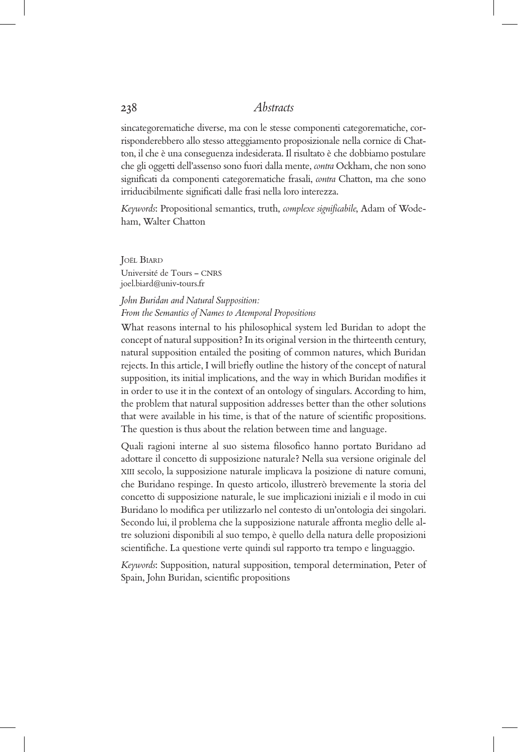sincategorematiche diverse, ma con le stesse componenti categorematiche, corrisponderebbero allo stesso atteggiamento proposizionale nella cornice di Chatton, il che è una conseguenza indesiderata. Il risultato è che dobbiamo postulare che gli oggetti dell'assenso sono fuori dalla mente, *contra* Ockham, che non sono significati da componenti categorematiche frasali, *contra* Chatton, ma che sono irriducibilmente significati dalle frasi nella loro interezza.

*Keywords*: Propositional semantics, truth, *complexe significabile*, Adam of Wodeham, Walter Chatton

Joël Biard
Université de Tours – CNRS
joel.biard@univ-tours.fr

*John Buridan and Natural Supposition: From the Semantics of Names to Atemporal Propositions*

What reasons internal to his philosophical system led Buridan to adopt the concept of natural supposition? In its original version in the thirteenth century, natural supposition entailed the positing of common natures, which Buridan rejects. In this article, I will briefly outline the history of the concept of natural supposition, its initial implications, and the way in which Buridan modifies it in order to use it in the context of an ontology of singulars. According to him, the problem that natural supposition addresses better than the other solutions that were available in his time, is that of the nature of scientific propositions. The question is thus about the relation between time and language.

Quali ragioni interne al suo sistema filosofico hanno portato Buridano ad adottare il concetto di supposizione naturale? Nella sua versione originale del XIII secolo, la supposizione naturale implicava la posizione di nature comuni, che Buridano respinge. In questo articolo, illustrerò brevemente la storia del concetto di supposizione naturale, le sue implicazioni iniziali e il modo in cui Buridano lo modifica per utilizzarlo nel contesto di un'ontologia dei singolari. Secondo lui, il problema che la supposizione naturale affronta meglio delle altre soluzioni disponibili al suo tempo, è quello della natura delle proposizioni scientifiche. La questione verte quindi sul rapporto tra tempo e linguaggio.

*Keywords*: Supposition, natural supposition, temporal determination, Peter of Spain, John Buridan, scientific propositions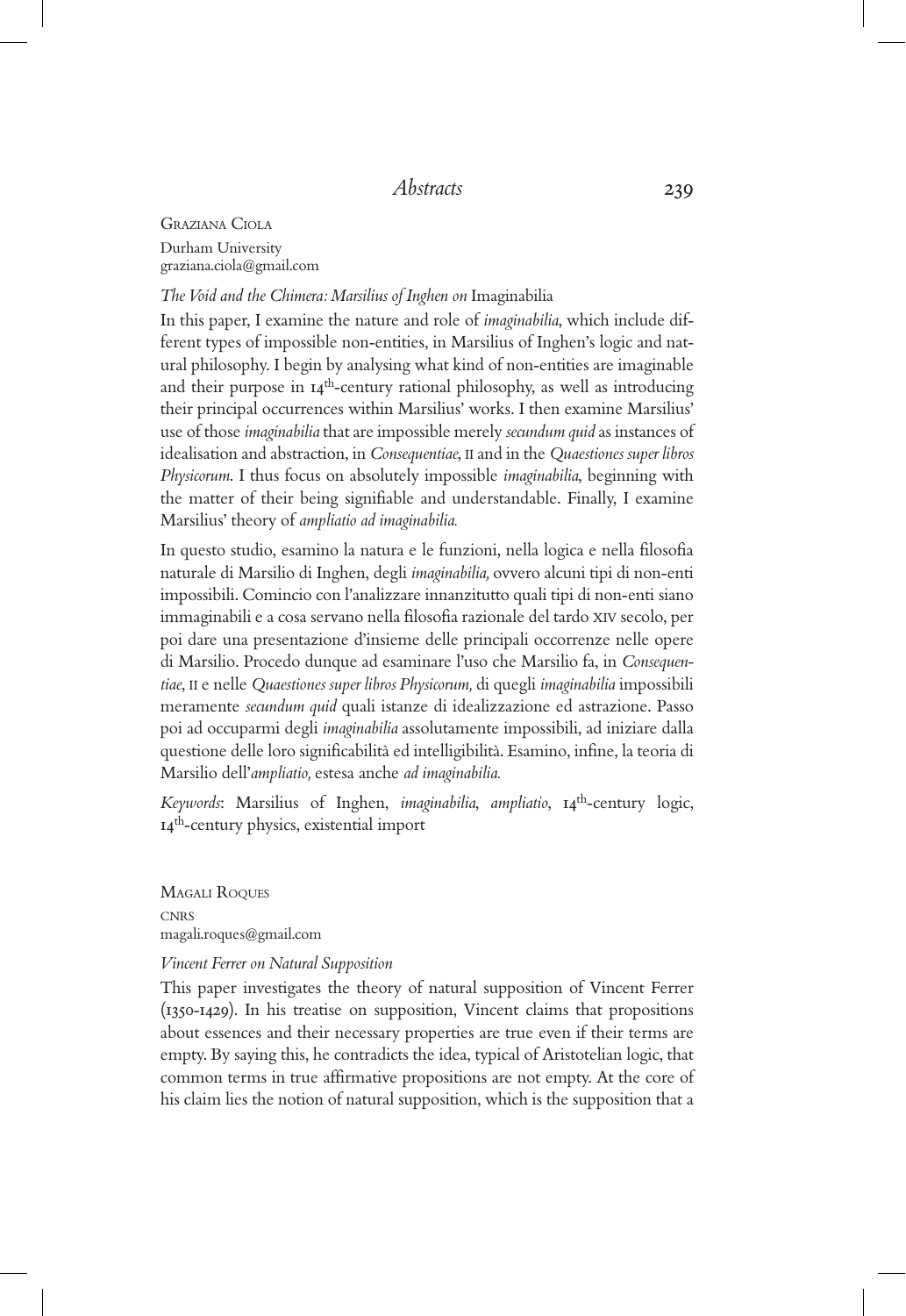Graziana Ciola
Durham University
graziana.ciola@gmail.com

*The Void and the Chimera: Marsilius of Inghen on* Imaginabilia

In this paper, I examine the nature and role of *imaginabilia*, which include different types of impossible non-entities, in Marsilius of Inghen's logic and natural philosophy. I begin by analysing what kind of non-entities are imaginable and their purpose in 14th-century rational philosophy, as well as introducing their principal occurrences within Marsilius' works. I then examine Marsilius' use of those *imaginabilia* that are impossible merely *secundum quid* as instances of idealisation and abstraction, in *Consequentiae*, II and in the *Quaestiones super libros Physicorum*. I thus focus on absolutely impossible *imaginabilia*, beginning with the matter of their being signifiable and understandable. Finally, I examine Marsilius' theory of *ampliatio ad imaginabilia.*

In questo studio, esamino la natura e le funzioni, nella logica e nella filosofia naturale di Marsilio di Inghen, degli *imaginabilia,* ovvero alcuni tipi di non-enti impossibili. Comincio con l'analizzare innanzitutto quali tipi di non-enti siano immaginabili e a cosa servano nella filosofia razionale del tardo XIV secolo, per poi dare una presentazione d'insieme delle principali occorrenze nelle opere di Marsilio. Procedo dunque ad esaminare l'uso che Marsilio fa, in *Consequentiae*, II e nelle *Quaestiones super libros Physicorum,* di quegli *imaginabilia* impossibili meramente *secundum quid* quali istanze di idealizzazione ed astrazione. Passo poi ad occuparmi degli *imaginabilia* assolutamente impossibili, ad iniziare dalla questione delle loro significabilità ed intelligibilità. Esamino, infine, la teoria di Marsilio dell'*ampliatio,* estesa anche *ad imaginabilia.*

*Keywords*: Marsilius of Inghen, *imaginabilia*, *ampliatio*, 14th-century logic, 14th-century physics, existential import

Magali Roques
CNRS
magali.roques@gmail.com

*Vincent Ferrer on Natural Supposition*

This paper investigates the theory of natural supposition of Vincent Ferrer (1350-1429). In his treatise on supposition, Vincent claims that propositions about essences and their necessary properties are true even if their terms are empty. By saying this, he contradicts the idea, typical of Aristotelian logic, that common terms in true affirmative propositions are not empty. At the core of his claim lies the notion of natural supposition, which is the supposition that a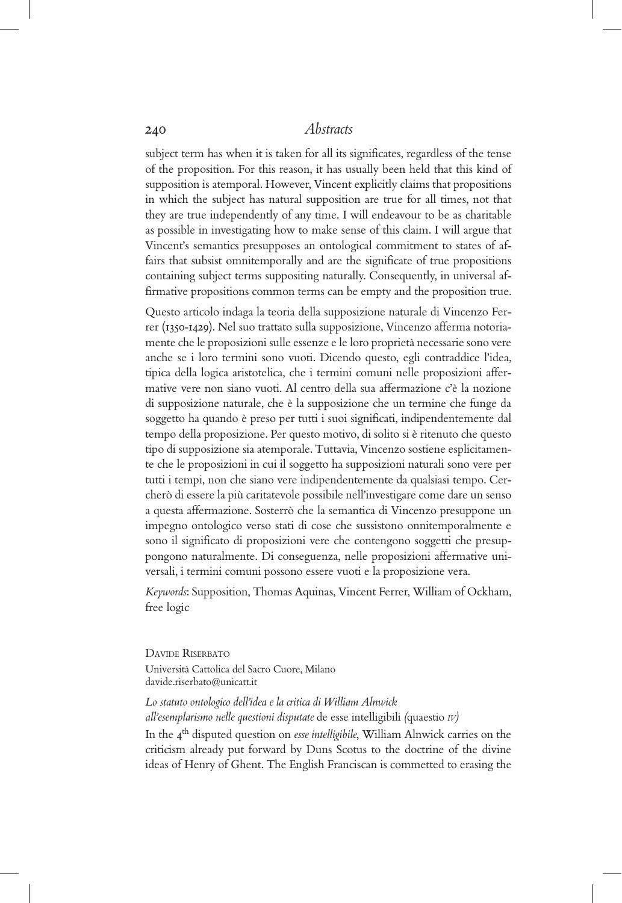subject term has when it is taken for all its significates, regardless of the tense of the proposition. For this reason, it has usually been held that this kind of supposition is atemporal. However, Vincent explicitly claims that propositions in which the subject has natural supposition are true for all times, not that they are true independently of any time. I will endeavour to be as charitable as possible in investigating how to make sense of this claim. I will argue that Vincent's semantics presupposes an ontological commitment to states of affairs that subsist omnitemporally and are the significate of true propositions containing subject terms suppositing naturally. Consequently, in universal affirmative propositions common terms can be empty and the proposition true.

Questo articolo indaga la teoria della supposizione naturale di Vincenzo Ferrer (1350-1429). Nel suo trattato sulla supposizione, Vincenzo afferma notoriamente che le proposizioni sulle essenze e le loro proprietà necessarie sono vere anche se i loro termini sono vuoti. Dicendo questo, egli contraddice l'idea, tipica della logica aristotelica, che i termini comuni nelle proposizioni affermative vere non siano vuoti. Al centro della sua affermazione c'è la nozione di supposizione naturale, che è la supposizione che un termine che funge da soggetto ha quando è preso per tutti i suoi significati, indipendentemente dal tempo della proposizione. Per questo motivo, di solito si è ritenuto che questo tipo di supposizione sia atemporale. Tuttavia, Vincenzo sostiene esplicitamente che le proposizioni in cui il soggetto ha supposizioni naturali sono vere per tutti i tempi, non che siano vere indipendentemente da qualsiasi tempo. Cercherò di essere la più caritatevole possibile nell'investigare come dare un senso a questa affermazione. Sosterrò che la semantica di Vincenzo presuppone un impegno ontologico verso stati di cose che sussistono onnitemporalmente e sono il significato di proposizioni vere che contengono soggetti che presuppongono naturalmente. Di conseguenza, nelle proposizioni affermative universali, i termini comuni possono essere vuoti e la proposizione vera.

*Keywords*: Supposition, Thomas Aquinas, Vincent Ferrer, William of Ockham, free logic

Davide Riserbato
Università Cattolica del Sacro Cuore, Milano
davide.riserbato@unicatt.it

*Lo statuto ontologico dell'idea e la critica di William Alnwick all'esemplarismo nelle questioni disputate* de esse intelligibili *(*quaestio *IV)*

In the 4th disputed question on *esse intelligibile*, William Alnwick carries on the criticism already put forward by Duns Scotus to the doctrine of the divine ideas of Henry of Ghent. The English Franciscan is commetted to erasing the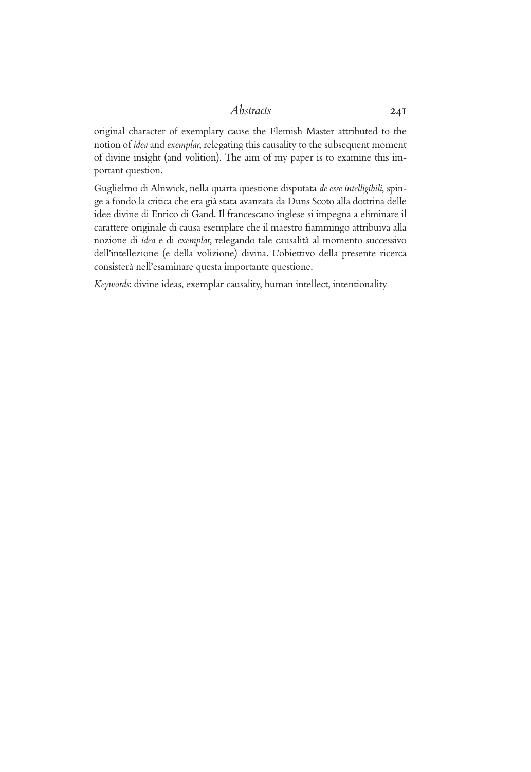original character of exemplary cause the Flemish Master attributed to the notion of *idea* and *exemplar*, relegating this causality to the subsequent moment of divine insight (and volition). The aim of my paper is to examine this important question.

Guglielmo di Alnwick, nella quarta questione disputata *de esse intelligibili*, spinge a fondo la critica che era già stata avanzata da Duns Scoto alla dottrina delle idee divine di Enrico di Gand. Il francescano inglese si impegna a eliminare il carattere originale di causa esemplare che il maestro fiammingo attribuiva alla nozione di *idea* e di *exemplar*, relegando tale causalità al momento successivo dell'intellezione (e della volizione) divina. L'obiettivo della presente ricerca consisterà nell'esaminare questa importante questione.

*Keywords*: divine ideas, exemplar causality, human intellect, intentionality